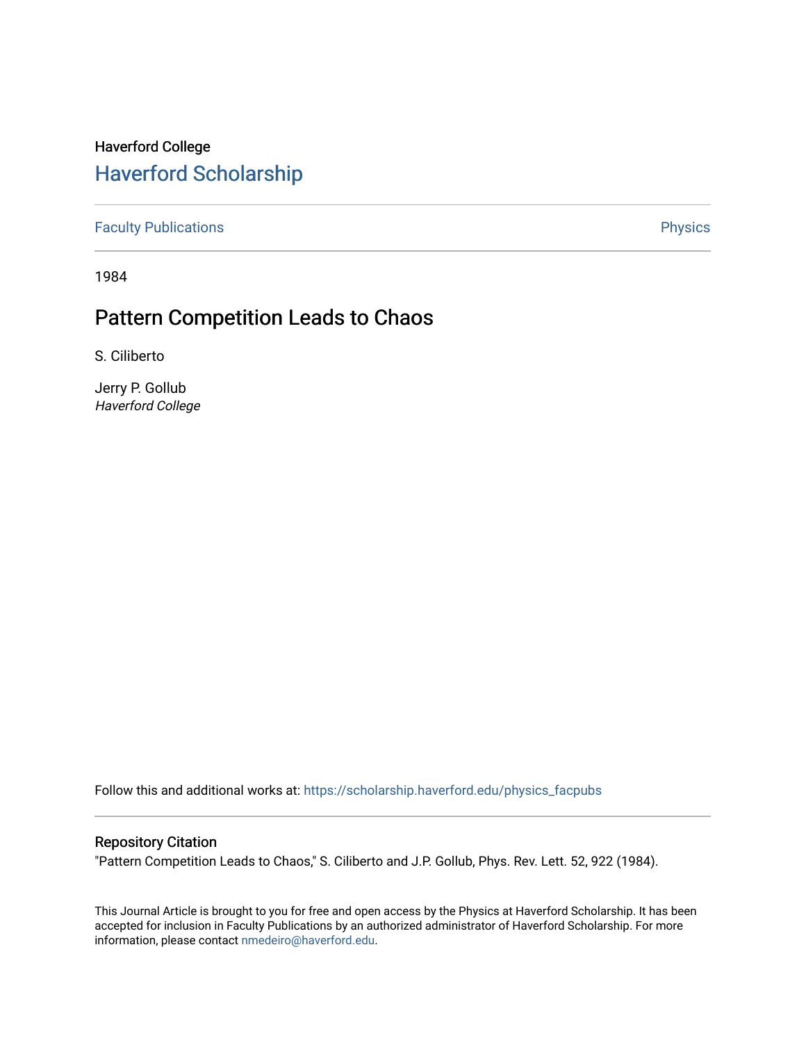Haverford College

# Haverford Scholarship

Faculty Publications

Physics

1984

## Pattern Competition Leads to Chaos

S. Ciliberto

Jerry P. Gollub
*Haverford College*

Follow this and additional works at: https://scholarship.haverford.edu/physics_facpubs

### Repository Citation

"Pattern Competition Leads to Chaos," S. Ciliberto and J.P. Gollub, Phys. Rev. Lett. 52, 922 (1984).

This Journal Article is brought to you for free and open access by the Physics at Haverford Scholarship. It has been accepted for inclusion in Faculty Publications by an authorized administrator of Haverford Scholarship. For more information, please contact nmedeiro@haverford.edu.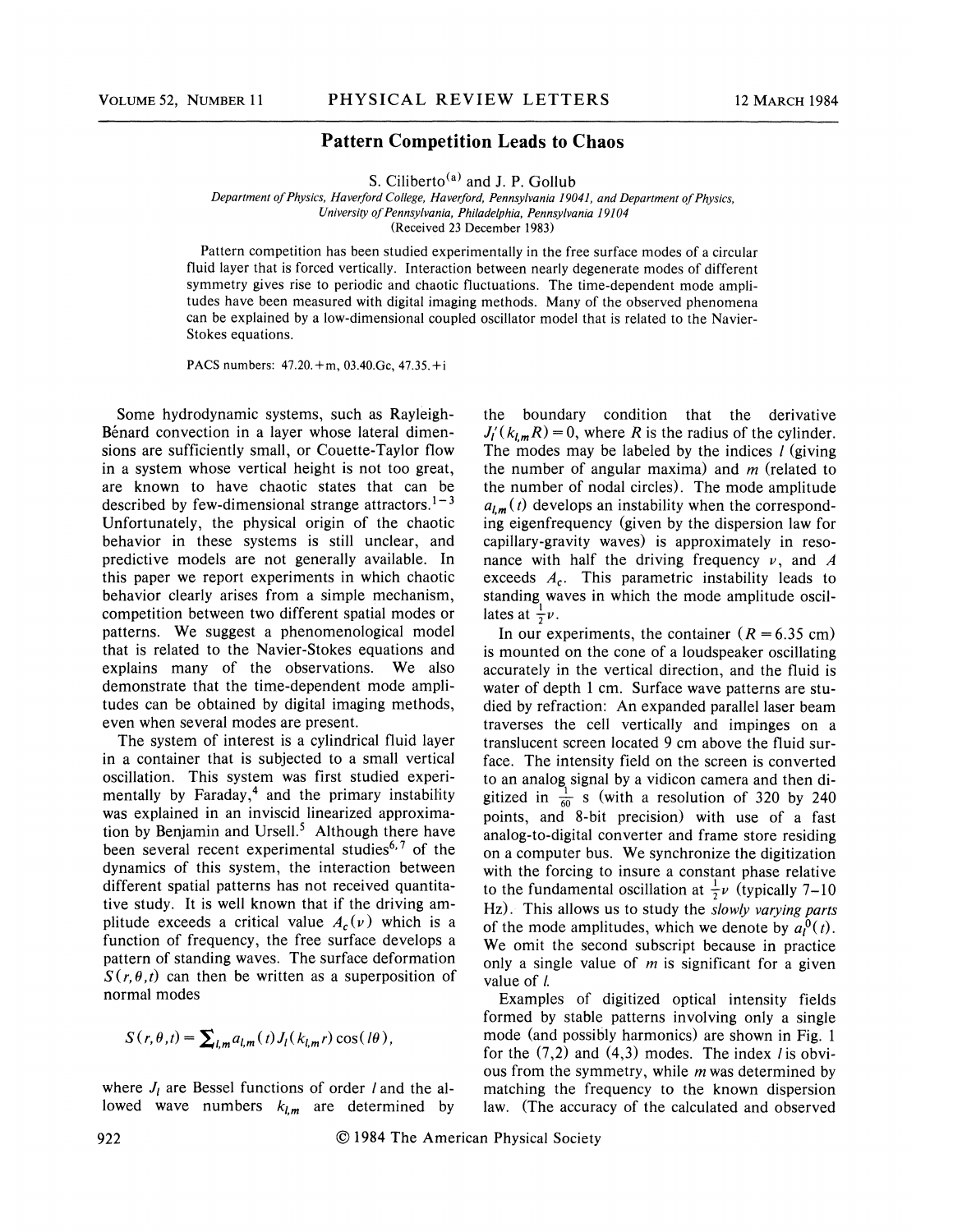# Pattern Competition Leads to Chaos

S. Ciliberto[a] and J. P. Gollub

*Department of Physics, Haverford College, Haverford, Pennsylvania 19041, and Department of Physics, University of Pennsylvania, Philadelphia, Pennsylvania 19104*

(Received 23 December 1983)

Pattern competition has been studied experimentally in the free surface modes of a circular fluid layer that is forced vertically. Interaction between nearly degenerate modes of different symmetry gives rise to periodic and chaotic fluctuations. The time-dependent mode amplitudes have been measured with digital imaging methods. Many of the observed phenomena can be explained by a low-dimensional coupled oscillator model that is related to the Navier-Stokes equations.

PACS numbers: 47.20.+m, 03.40.Gc, 47.35.+i

Some hydrodynamic systems, such as Rayleigh-Bénard convection in a layer whose lateral dimensions are sufficiently small, or Couette-Taylor flow in a system whose vertical height is not too great, are known to have chaotic states that can be described by few-dimensional strange attractors.[1–3] Unfortunately, the physical origin of the chaotic behavior in these systems is still unclear, and predictive models are not generally available. In this paper we report experiments in which chaotic behavior clearly arises from a simple mechanism, competition between two different spatial modes or patterns. We suggest a phenomenological model that is related to the Navier-Stokes equations and explains many of the observations. We also demonstrate that the time-dependent mode amplitudes can be obtained by digital imaging methods, even when several modes are present.

The system of interest is a cylindrical fluid layer in a container that is subjected to a small vertical oscillation. This system was first studied experimentally by Faraday,[4] and the primary instability was explained in an inviscid linearized approximation by Benjamin and Ursell.[5] Although there have been several recent experimental studies[6,7] of the dynamics of this system, the interaction between different spatial patterns has not received quantitative study. It is well known that if the driving amplitude exceeds a critical value $A_c(\nu)$ which is a function of frequency, the free surface develops a pattern of standing waves. The surface deformation $S(r,\theta,t)$ can then be written as a superposition of normal modes

$$S(r,\theta,t)=\sum\nolimits_{l,m} a_{l,m}(t) J_l(k_{l,m}r)\cos(l\theta),$$

where $J_l$ are Bessel functions of order $l$ and the allowed wave numbers $k_{l,m}$ are determined by the boundary condition that the derivative $J_l'(k_{l,m}R)=0$, where $R$ is the radius of the cylinder. The modes may be labeled by the indices $l$ (giving the number of angular maxima) and $m$ (related to the number of nodal circles). The mode amplitude $a_{l,m}(t)$ develops an instability when the corresponding eigenfrequency (given by the dispersion law for capillary-gravity waves) is approximately in resonance with half the driving frequency $\nu$, and $A$ exceeds $A_c$. This parametric instability leads to standing waves in which the mode amplitude oscillates at $\frac{1}{2}\nu$.

In our experiments, the container ($R = 6.35$ cm) is mounted on the cone of a loudspeaker oscillating accurately in the vertical direction, and the fluid is water of depth 1 cm. Surface wave patterns are studied by refraction: An expanded parallel laser beam traverses the cell vertically and impinges on a translucent screen located 9 cm above the fluid surface. The intensity field on the screen is converted to an analog signal by a vidicon camera and then digitized in $\frac{1}{60}$ s (with a resolution of 320 by 240 points, and 8-bit precision) with use of a fast analog-to-digital converter and frame store residing on a computer bus. We synchronize the digitization with the forcing to insure a constant phase relative to the fundamental oscillation at $\frac{1}{2}\nu$ (typically 7–10 Hz). This allows us to study the *slowly varying parts* of the mode amplitudes, which we denote by $a_l^0(t)$. We omit the second subscript because in practice only a single value of $m$ is significant for a given value of $l$.

Examples of digitized optical intensity fields formed by stable patterns involving only a single mode (and possibly harmonics) are shown in Fig. 1 for the (7,2) and (4,3) modes. The index $l$ is obvious from the symmetry, while $m$ was determined by matching the frequency to the known dispersion law. (The accuracy of the calculated and observed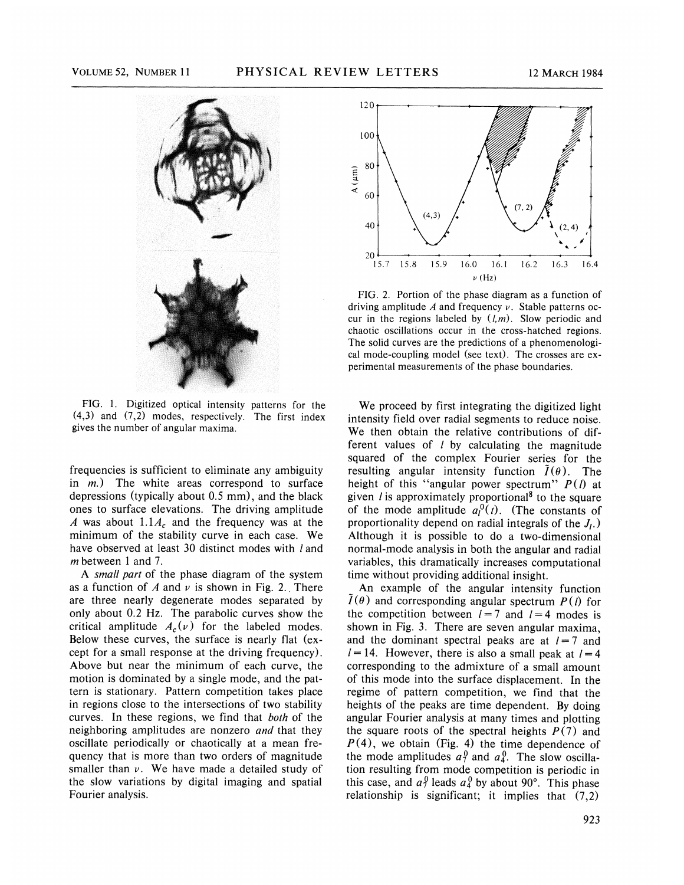FIG. 1. Digitized optical intensity patterns for the (4,3) and (7,2) modes, respectively. The first index gives the number of angular maxima.

FIG. 2. Portion of the phase diagram as a function of driving amplitude $A$ and frequency $\nu$. Stable patterns occur in the regions labeled by $(l,m)$. Slow periodic and chaotic oscillations occur in the cross-hatched regions. The solid curves are the predictions of a phenomenological mode-coupling model (see text). The crosses are experimental measurements of the phase boundaries.

frequencies is sufficient to eliminate any ambiguity in $m$.) The white areas correspond to surface depressions (typically about 0.5 mm), and the black ones to surface elevations. The driving amplitude $A$ was about $1.1A_c$ and the frequency was at the minimum of the stability curve in each case. We have observed at least 30 distinct modes with $l$ and $m$ between 1 and 7.

A *small part* of the phase diagram of the system as a function of $A$ and $\nu$ is shown in Fig. 2. There are three nearly degenerate modes separated by only about 0.2 Hz. The parabolic curves show the critical amplitude $A_c(\nu)$ for the labeled modes. Below these curves, the surface is nearly flat (except for a small response at the driving frequency). Above but near the minimum of each curve, the motion is dominated by a single mode, and the pattern is stationary. Pattern competition takes place in regions close to the intersections of two stability curves. In these regions, we find that *both* of the neighboring amplitudes are nonzero *and* that they oscillate periodically or chaotically at a mean frequency that is more than two orders of magnitude smaller than $\nu$. We have made a detailed study of the slow variations by digital imaging and spatial Fourier analysis.

We proceed by first integrating the digitized light intensity field over radial segments to reduce noise. We then obtain the relative contributions of different values of $l$ by calculating the magnitude squared of the complex Fourier series for the resulting angular intensity function $\tilde{I}(\theta)$. The height of this "angular power spectrum" $P(l)$ at given $l$ is approximately proportional[8] to the square of the mode amplitude $a_l^0(t)$. (The constants of proportionality depend on radial integrals of the $J_l$.) Although it is possible to do a two-dimensional normal-mode analysis in both the angular and radial variables, this dramatically increases computational time without providing additional insight.

An example of the angular intensity function $\tilde{I}(\theta)$ and corresponding angular spectrum $P(l)$ for the competition between $l=7$ and $l=4$ modes is shown in Fig. 3. There are seven angular maxima, and the dominant spectral peaks are at $l=7$ and $l=14$. However, there is also a small peak at $l=4$ corresponding to the admixture of a small amount of this mode into the surface displacement. In the regime of pattern competition, we find that the heights of the peaks are time dependent. By doing angular Fourier analysis at many times and plotting the square roots of the spectral heights $P(7)$ and $P(4)$, we obtain (Fig. 4) the time dependence of the mode amplitudes $a_7^0$ and $a_4^0$. The slow oscillation resulting from mode competition is periodic in this case, and $a_7^0$ leads $a_4^0$ by about 90°. This phase relationship is significant; it implies that (7,2)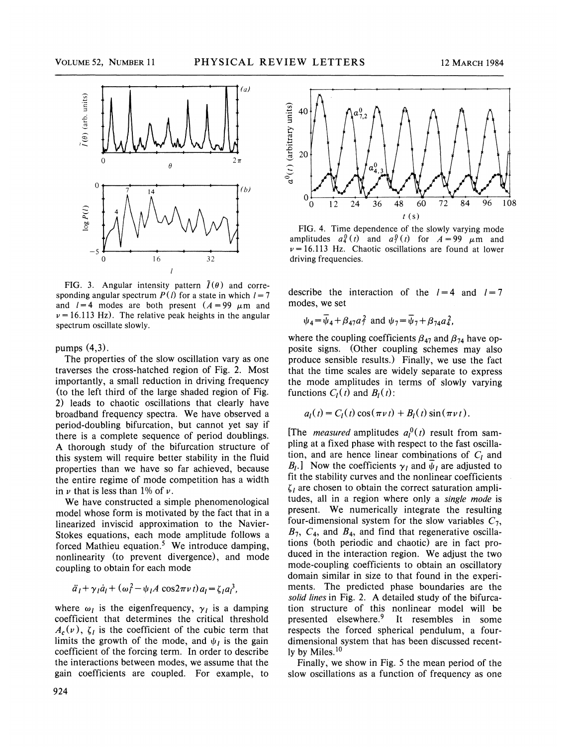FIG. 3. Angular intensity pattern $\bar{I}(\theta)$ and corresponding angular spectrum $P(l)$ for a state in which $l=7$ and $l=4$ modes are both present ($A=99$ $\mu$m and $\nu=16.113$ Hz). The relative peak heights in the angular spectrum oscillate slowly.

pumps (4,3).

The properties of the slow oscillation vary as one traverses the cross-hatched region of Fig. 2. Most importantly, a small reduction in driving frequency (to the left third of the large shaded region of Fig. 2) leads to chaotic oscillations that clearly have broadband frequency spectra. We have observed a period-doubling bifurcation, but cannot yet say if there is a complete sequence of period doublings. A thorough study of the bifurcation structure of this system will require better stability in the fluid properties than we have so far achieved, because the entire regime of mode competition has a width in $\nu$ that is less than 1% of $\nu$.

We have constructed a simple phenomenological model whose form is motivated by the fact that in a linearized inviscid approximation to the Navier-Stokes equations, each mode amplitude follows a forced Mathieu equation.[5] We introduce damping, nonlinearity (to prevent divergence), and mode coupling to obtain for each mode

$$\ddot{a}_l + \gamma_l \dot{a}_l + (\omega_l^2 - \psi_l A \cos 2\pi\nu t) a_l = \zeta_l a_l^3,$$

where $\omega_l$ is the eigenfrequency, $\gamma_l$ is a damping coefficient that determines the critical threshold $A_c(\nu)$, $\zeta_l$ is the coefficient of the cubic term that limits the growth of the mode, and $\psi_l$ is the gain coefficient of the forcing term. In order to describe the interactions between modes, we assume that the gain coefficients are coupled. For example, to

FIG. 4. Time dependence of the slowly varying mode amplitudes $a_4^0(t)$ and $a_7^0(t)$ for $A=99$ $\mu$m and $\nu=16.113$ Hz. Chaotic oscillations are found at lower driving frequencies.

describe the interaction of the $l=4$ and $l=7$ modes, we set

$$\psi_4 = \bar{\psi}_4 + \beta_{47} a_7^2 \text{ and } \psi_7 = \bar{\psi}_7 + \beta_{74} a_4^2,$$

where the coupling coefficients $\beta_{47}$ and $\beta_{74}$ have opposite signs. (Other coupling schemes may also produce sensible results.) Finally, we use the fact that the time scales are widely separate to express the mode amplitudes in terms of slowly varying functions $C_l(t)$ and $B_l(t)$:

$$a_l(t) = C_l(t) \cos(\pi\nu t) + B_l(t) \sin(\pi\nu t).$$

[The *measured* amplitudes $a_l^0(t)$ result from sampling at a fixed phase with respect to the fast oscillation, and are hence linear combinations of $C_l$ and $B_l$.] Now the coefficients $\gamma_l$ and $\bar{\psi}_l$ are adjusted to fit the stability curves and the nonlinear coefficients $\zeta_l$ are chosen to obtain the correct saturation amplitudes, all in a region where only a *single mode* is present. We numerically integrate the resulting four-dimensional system for the slow variables $C_7$, $B_7$, $C_4$, and $B_4$, and find that regenerative oscillations (both periodic and chaotic) are in fact produced in the interaction region. We adjust the two mode-coupling coefficients to obtain an oscillatory domain similar in size to that found in the experiments. The predicted phase boundaries are the *solid lines* in Fig. 2. A detailed study of the bifurcation structure of this nonlinear model will be presented elsewhere.[9] It resembles in some respects the forced spherical pendulum, a four-dimensional system that has been discussed recently by Miles.[10]

Finally, we show in Fig. 5 the mean period of the slow oscillations as a function of frequency as one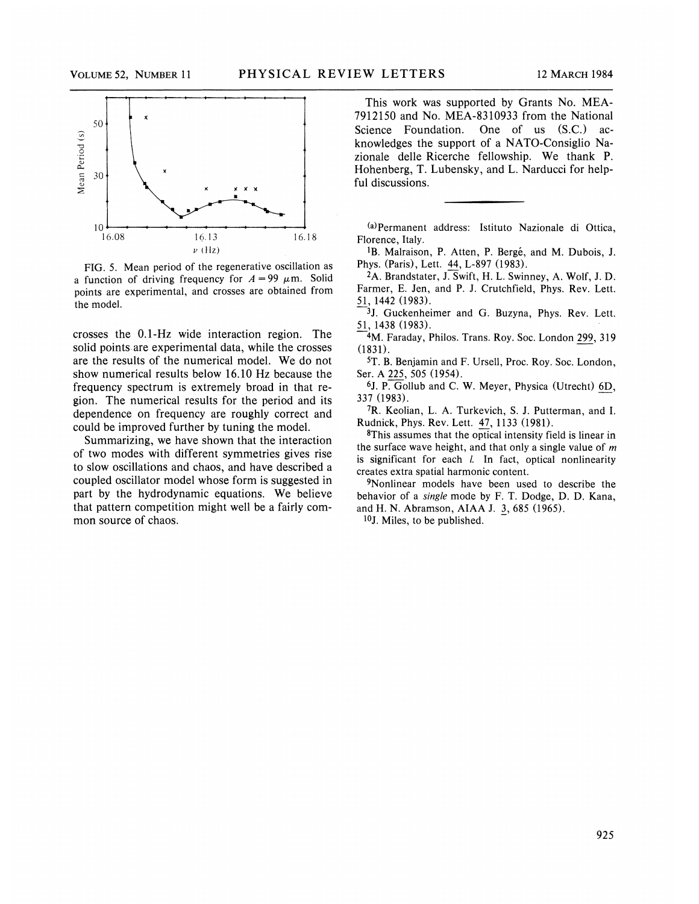FIG. 5. Mean period of the regenerative oscillation as a function of driving frequency for $A = 99\ \mu$m. Solid points are experimental, and crosses are obtained from the model.

crosses the 0.1-Hz wide interaction region. The solid points are experimental data, while the crosses are the results of the numerical model. We do not show numerical results below 16.10 Hz because the frequency spectrum is extremely broad in that region. The numerical results for the period and its dependence on frequency are roughly correct and could be improved further by tuning the model.

Summarizing, we have shown that the interaction of two modes with different symmetries gives rise to slow oscillations and chaos, and have described a coupled oscillator model whose form is suggested in part by the hydrodynamic equations. We believe that pattern competition might well be a fairly common source of chaos.

This work was supported by Grants No. MEA-7912150 and No. MEA-8310933 from the National Science Foundation. One of us (S.C.) acknowledges the support of a NATO-Consiglio Nazionale delle Ricerche fellowship. We thank P. Hohenberg, T. Lubensky, and L. Narducci for helpful discussions.

---

[a]Permanent address: Istituto Nazionale di Ottica, Florence, Italy.

[1]B. Malraison, P. Atten, P. Bergé, and M. Dubois, J. Phys. (Paris), Lett. 44, L-897 (1983).

[2]A. Brandstater, J. Swift, H. L. Swinney, A. Wolf, J. D. Farmer, E. Jen, and P. J. Crutchfield, Phys. Rev. Lett. 51, 1442 (1983).

[3]J. Guckenheimer and G. Buzyna, Phys. Rev. Lett. 51, 1438 (1983).

[4]M. Faraday, Philos. Trans. Roy. Soc. London 299, 319 (1831).

[5]T. B. Benjamin and F. Ursell, Proc. Roy. Soc. London, Ser. A 225, 505 (1954).

[6]J. P. Gollub and C. W. Meyer, Physica (Utrecht) 6D, 337 (1983).

[7]R. Keolian, L. A. Turkevich, S. J. Putterman, and I. Rudnick, Phys. Rev. Lett. 47, 1133 (1981).

[8]This assumes that the optical intensity field is linear in the surface wave height, and that only a single value of $m$ is significant for each $l$. In fact, optical nonlinearity creates extra spatial harmonic content.

[9]Nonlinear models have been used to describe the behavior of a *single* mode by F. T. Dodge, D. D. Kana, and H. N. Abramson, AIAA J. 3, 685 (1965).

[10]J. Miles, to be published.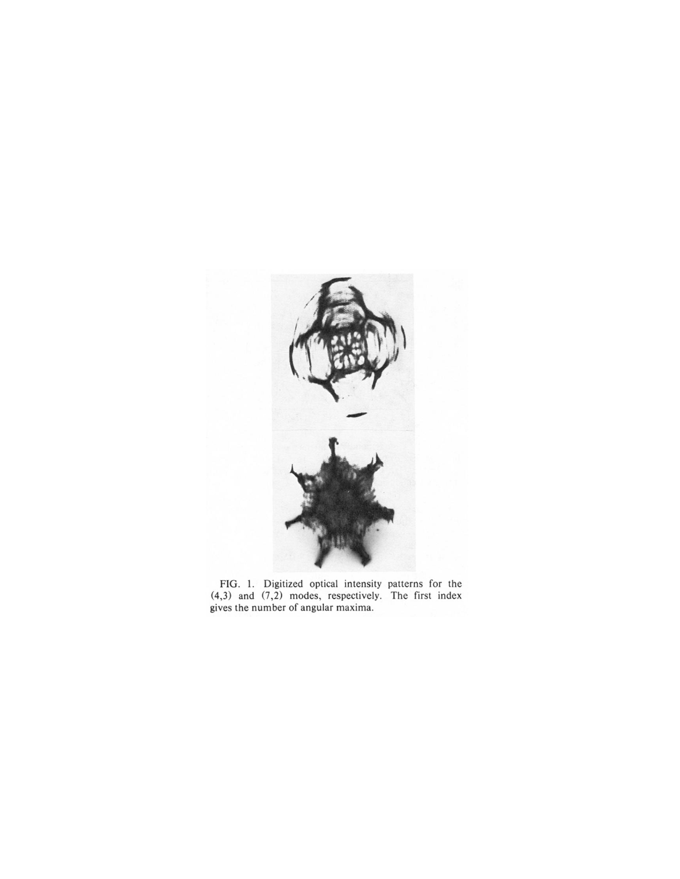FIG. 1. Digitized optical intensity patterns for the (4,3) and (7,2) modes, respectively. The first index gives the number of angular maxima.